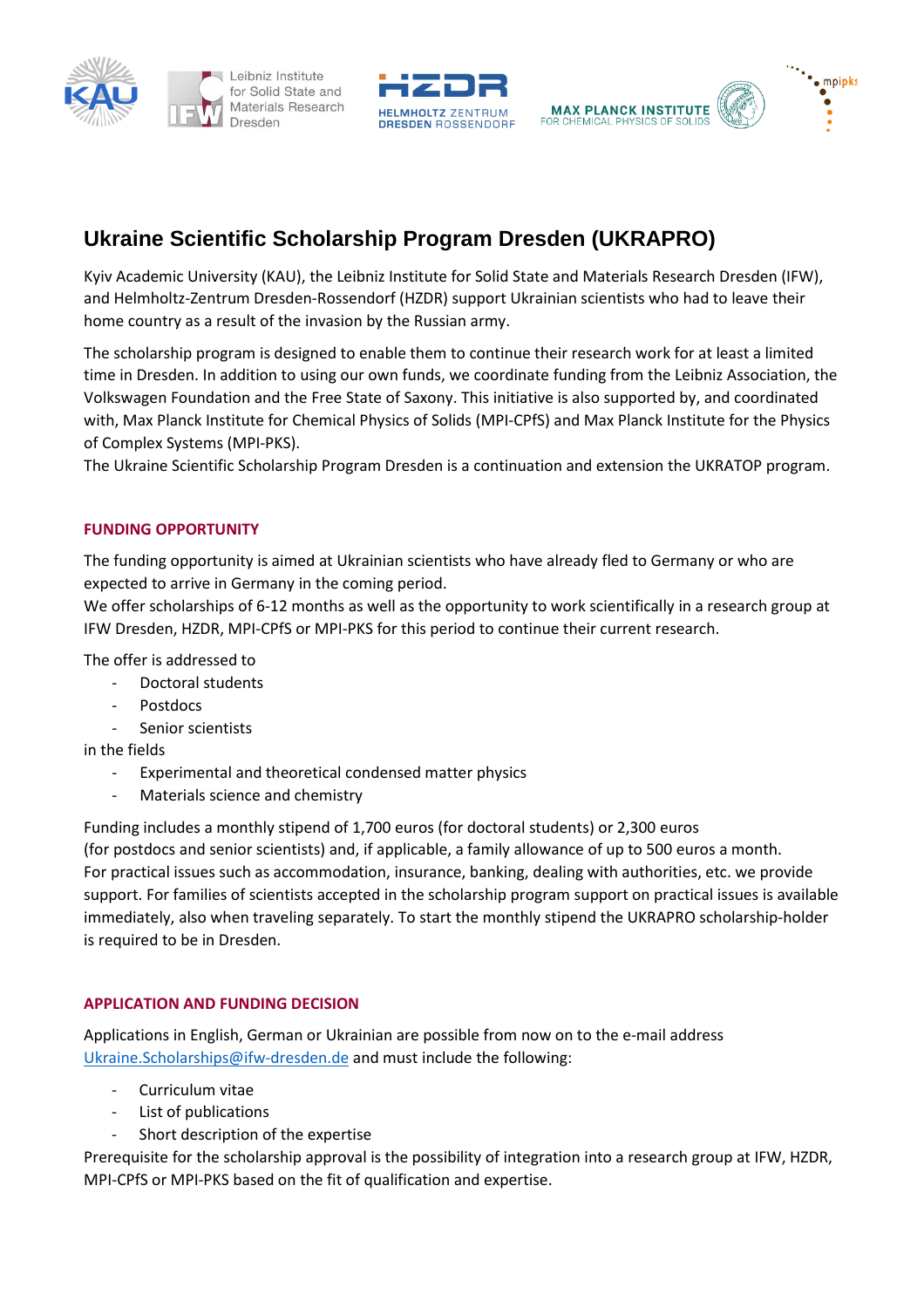# Ukraine Scientific Scholarship Program Dresden (UKRAPRO)

Kyiv Academic University (KAU), the Leibniz Institute for Solid State and Materials Research Dresden (IFW), and Helmholtz-Zentrum Dresden-Rossendorf (HZDR) support Ukrainian scientists who had to leave their home country as a result of the invasion by the Russian army.

The scholarship program is designed to enable them to continue their research work for at least a limited time in Dresden. In addition to using our own funds, we coordinate funding from the Leibniz Association, the Volkswagen Foundation and the Free State of Saxony. This initiative is also supported by, and coordinated with, Max Planck Institute for Chemical Physics of Solids (MPI-CPfS) and Max Planck Institute for the Physics of Complex Systems (MPI-PKS).
The Ukraine Scientific Scholarship Program Dresden is a continuation and extension the UKRATOP program.

## FUNDING OPPORTUNITY

The funding opportunity is aimed at Ukrainian scientists who have already fled to Germany or who are expected to arrive in Germany in the coming period.
We offer scholarships of 6-12 months as well as the opportunity to work scientifically in a research group at IFW Dresden, HZDR, MPI-CPfS or MPI-PKS for this period to continue their current research.

The offer is addressed to

- Doctoral students
- Postdocs
- Senior scientists

in the fields

- Experimental and theoretical condensed matter physics
- Materials science and chemistry

Funding includes a monthly stipend of 1,700 euros (for doctoral students) or 2,300 euros (for postdocs and senior scientists) and, if applicable, a family allowance of up to 500 euros a month.
For practical issues such as accommodation, insurance, banking, dealing with authorities, etc. we provide support. For families of scientists accepted in the scholarship program support on practical issues is available immediately, also when traveling separately. To start the monthly stipend the UKRAPRO scholarship-holder is required to be in Dresden.

## APPLICATION AND FUNDING DECISION

Applications in English, German or Ukrainian are possible from now on to the e-mail address Ukraine.Scholarships@ifw-dresden.de and must include the following:

- Curriculum vitae
- List of publications
- Short description of the expertise

Prerequisite for the scholarship approval is the possibility of integration into a research group at IFW, HZDR, MPI-CPfS or MPI-PKS based on the fit of qualification and expertise.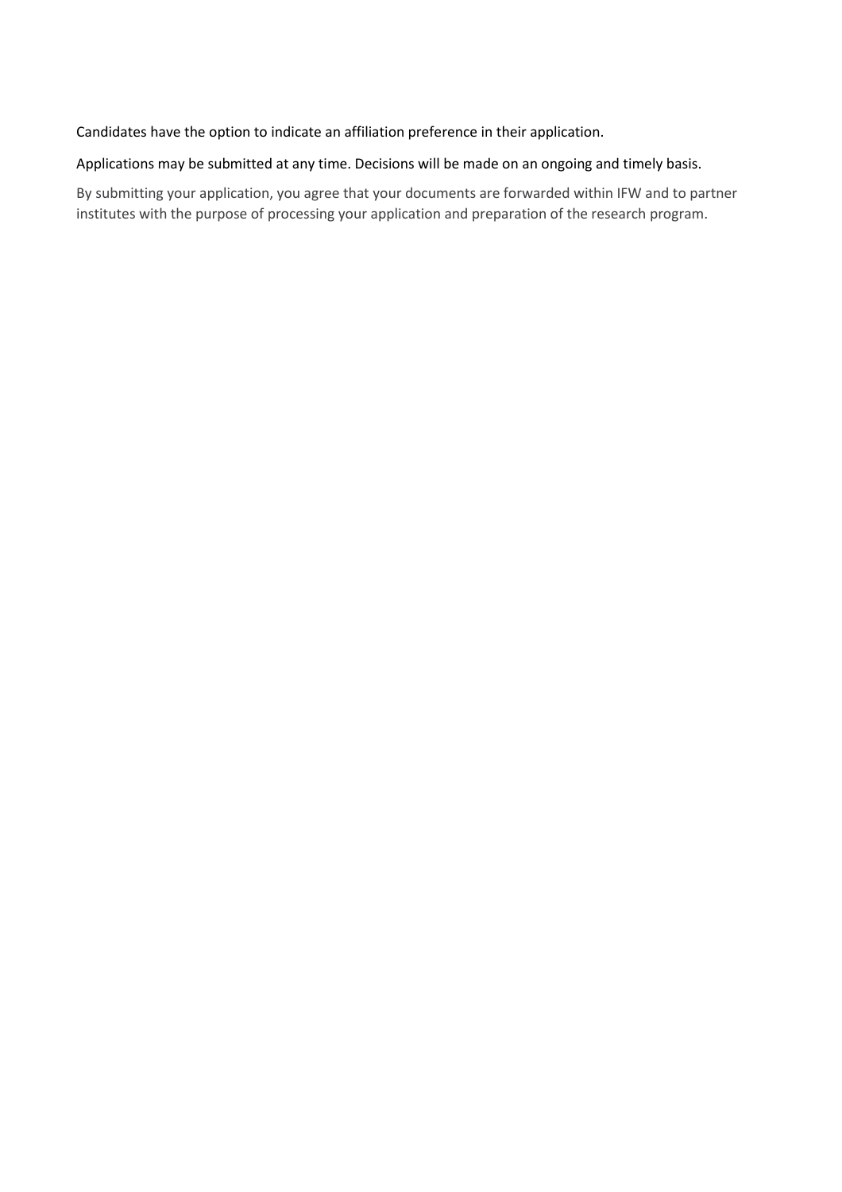Candidates have the option to indicate an affiliation preference in their application.

Applications may be submitted at any time. Decisions will be made on an ongoing and timely basis.

By submitting your application, you agree that your documents are forwarded within IFW and to partner institutes with the purpose of processing your application and preparation of the research program.